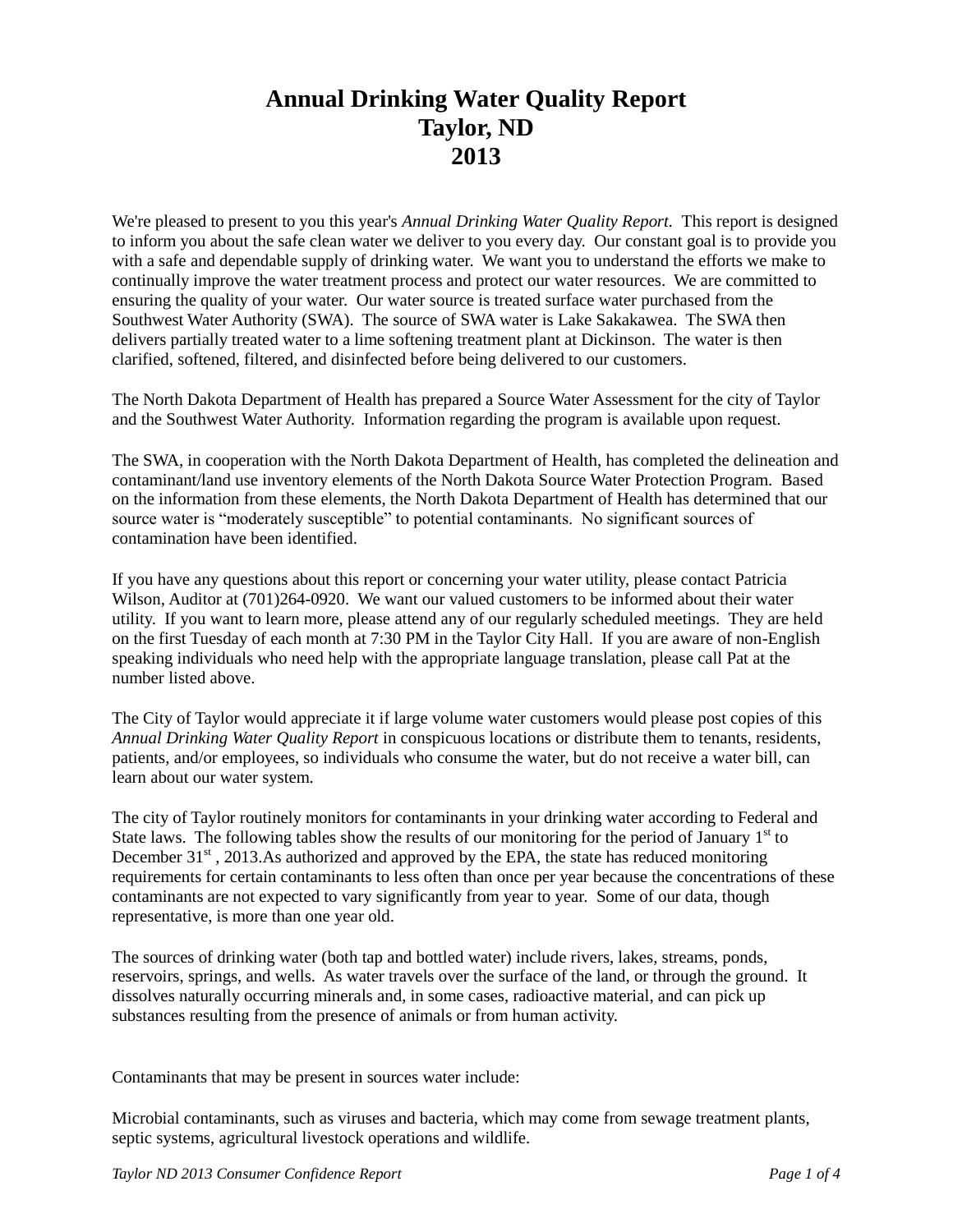# Annual Drinking Water Quality Report
# Taylor, ND
# 2013

We're pleased to present to you this year's *Annual Drinking Water Quality Report.* This report is designed to inform you about the safe clean water we deliver to you every day. Our constant goal is to provide you with a safe and dependable supply of drinking water. We want you to understand the efforts we make to continually improve the water treatment process and protect our water resources. We are committed to ensuring the quality of your water. Our water source is treated surface water purchased from the Southwest Water Authority (SWA). The source of SWA water is Lake Sakakawea. The SWA then delivers partially treated water to a lime softening treatment plant at Dickinson. The water is then clarified, softened, filtered, and disinfected before being delivered to our customers.

The North Dakota Department of Health has prepared a Source Water Assessment for the city of Taylor and the Southwest Water Authority. Information regarding the program is available upon request.

The SWA, in cooperation with the North Dakota Department of Health, has completed the delineation and contaminant/land use inventory elements of the North Dakota Source Water Protection Program. Based on the information from these elements, the North Dakota Department of Health has determined that our source water is "moderately susceptible" to potential contaminants. No significant sources of contamination have been identified.

If you have any questions about this report or concerning your water utility, please contact Patricia Wilson, Auditor at (701)264-0920. We want our valued customers to be informed about their water utility. If you want to learn more, please attend any of our regularly scheduled meetings. They are held on the first Tuesday of each month at 7:30 PM in the Taylor City Hall. If you are aware of non-English speaking individuals who need help with the appropriate language translation, please call Pat at the number listed above.

The City of Taylor would appreciate it if large volume water customers would please post copies of this *Annual Drinking Water Quality Report* in conspicuous locations or distribute them to tenants, residents, patients, and/or employees, so individuals who consume the water, but do not receive a water bill, can learn about our water system.

The city of Taylor routinely monitors for contaminants in your drinking water according to Federal and State laws. The following tables show the results of our monitoring for the period of January 1st to December 31st , 2013.As authorized and approved by the EPA, the state has reduced monitoring requirements for certain contaminants to less often than once per year because the concentrations of these contaminants are not expected to vary significantly from year to year. Some of our data, though representative, is more than one year old.

The sources of drinking water (both tap and bottled water) include rivers, lakes, streams, ponds, reservoirs, springs, and wells. As water travels over the surface of the land, or through the ground. It dissolves naturally occurring minerals and, in some cases, radioactive material, and can pick up substances resulting from the presence of animals or from human activity.

Contaminants that may be present in sources water include:

Microbial contaminants, such as viruses and bacteria, which may come from sewage treatment plants, septic systems, agricultural livestock operations and wildlife.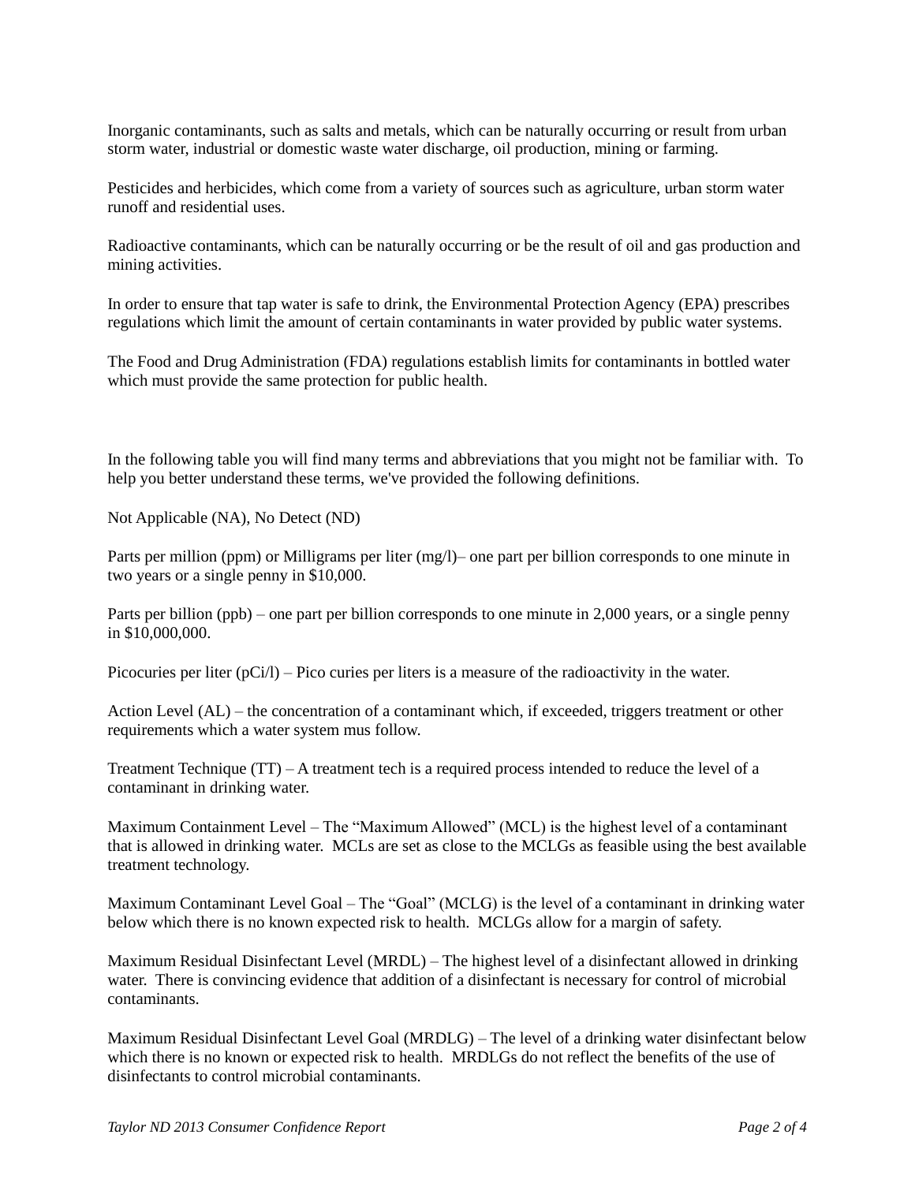Inorganic contaminants, such as salts and metals, which can be naturally occurring or result from urban storm water, industrial or domestic waste water discharge, oil production, mining or farming.

Pesticides and herbicides, which come from a variety of sources such as agriculture, urban storm water runoff and residential uses.

Radioactive contaminants, which can be naturally occurring or be the result of oil and gas production and mining activities.

In order to ensure that tap water is safe to drink, the Environmental Protection Agency (EPA) prescribes regulations which limit the amount of certain contaminants in water provided by public water systems.

The Food and Drug Administration (FDA) regulations establish limits for contaminants in bottled water which must provide the same protection for public health.

In the following table you will find many terms and abbreviations that you might not be familiar with. To help you better understand these terms, we've provided the following definitions.

Not Applicable (NA), No Detect (ND)

Parts per million (ppm) or Milligrams per liter (mg/l)– one part per billion corresponds to one minute in two years or a single penny in $10,000.

Parts per billion (ppb) – one part per billion corresponds to one minute in 2,000 years, or a single penny in $10,000,000.

Picocuries per liter (pCi/l) – Pico curies per liters is a measure of the radioactivity in the water.

Action Level (AL) – the concentration of a contaminant which, if exceeded, triggers treatment or other requirements which a water system mus follow.

Treatment Technique (TT) – A treatment tech is a required process intended to reduce the level of a contaminant in drinking water.

Maximum Containment Level – The "Maximum Allowed" (MCL) is the highest level of a contaminant that is allowed in drinking water. MCLs are set as close to the MCLGs as feasible using the best available treatment technology.

Maximum Contaminant Level Goal – The "Goal" (MCLG) is the level of a contaminant in drinking water below which there is no known expected risk to health. MCLGs allow for a margin of safety.

Maximum Residual Disinfectant Level (MRDL) – The highest level of a disinfectant allowed in drinking water. There is convincing evidence that addition of a disinfectant is necessary for control of microbial contaminants.

Maximum Residual Disinfectant Level Goal (MRDLG) – The level of a drinking water disinfectant below which there is no known or expected risk to health. MRDLGs do not reflect the benefits of the use of disinfectants to control microbial contaminants.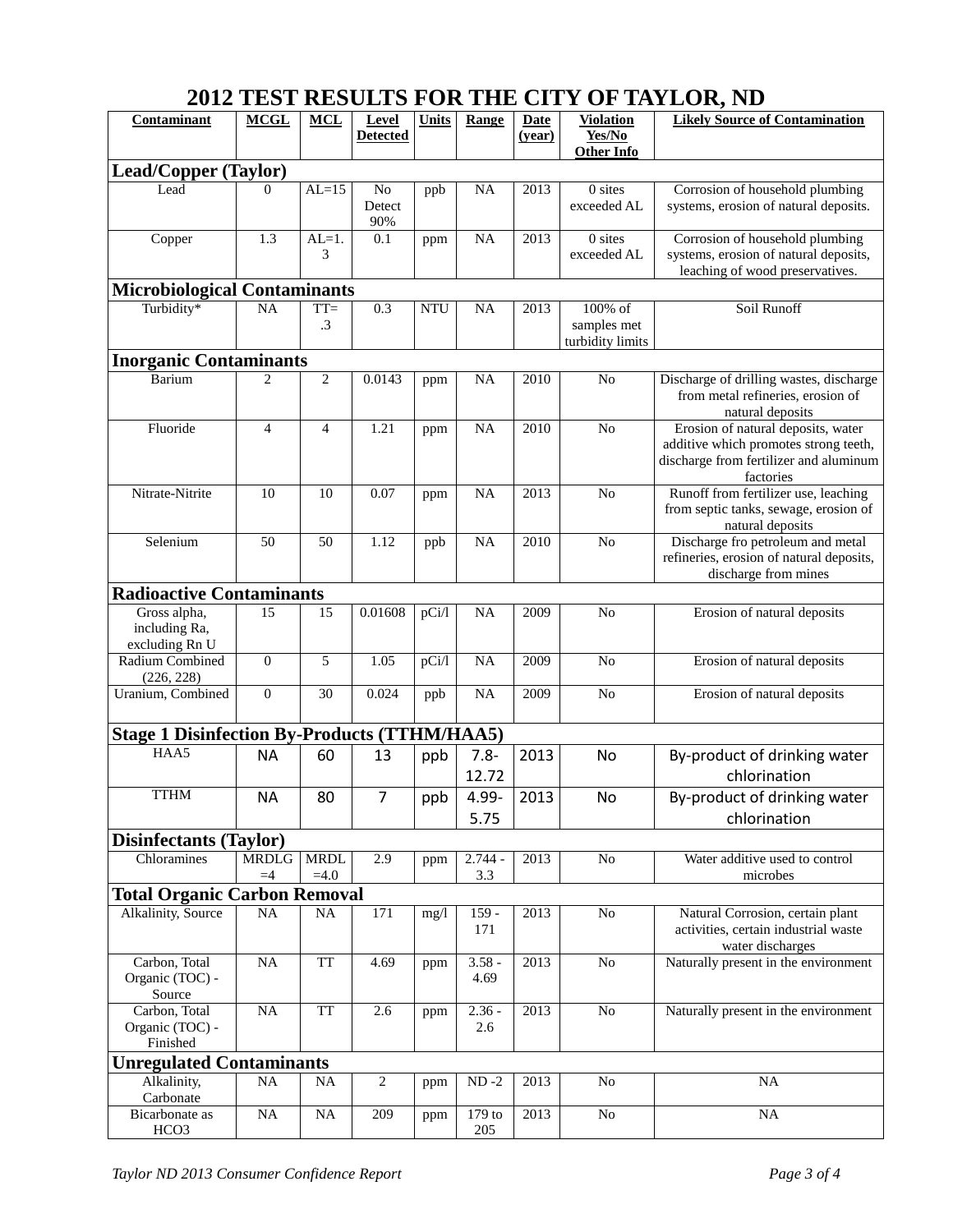# 2012 TEST RESULTS FOR THE CITY OF TAYLOR, ND

| Contaminant | MCGL | MCL | Level Detected | Units | Range | Date (year) | Violation Yes/No Other Info | Likely Source of Contamination |
|---|---|---|---|---|---|---|---|---|
| **Lead/Copper (Taylor)** | | | | | | | | |
| Lead | 0 | AL=15 | No Detect 90% | ppb | NA | 2013 | 0 sites exceeded AL | Corrosion of household plumbing systems, erosion of natural deposits. |
| Copper | 1.3 | AL=1.3 | 0.1 | ppm | NA | 2013 | 0 sites exceeded AL | Corrosion of household plumbing systems, erosion of natural deposits, leaching of wood preservatives. |
| **Microbiological Contaminants** | | | | | | | | |
| Turbidity* | NA | TT= .3 | 0.3 | NTU | NA | 2013 | 100% of samples met turbidity limits | Soil Runoff |
| **Inorganic Contaminants** | | | | | | | | |
| Barium | 2 | 2 | 0.0143 | ppm | NA | 2010 | No | Discharge of drilling wastes, discharge from metal refineries, erosion of natural deposits |
| Fluoride | 4 | 4 | 1.21 | ppm | NA | 2010 | No | Erosion of natural deposits, water additive which promotes strong teeth, discharge from fertilizer and aluminum factories |
| Nitrate-Nitrite | 10 | 10 | 0.07 | ppm | NA | 2013 | No | Runoff from fertilizer use, leaching from septic tanks, sewage, erosion of natural deposits |
| Selenium | 50 | 50 | 1.12 | ppb | NA | 2010 | No | Discharge fro petroleum and metal refineries, erosion of natural deposits, discharge from mines |
| **Radioactive Contaminants** | | | | | | | | |
| Gross alpha, including Ra, excluding Rn U | 15 | 15 | 0.01608 | pCi/l | NA | 2009 | No | Erosion of natural deposits |
| Radium Combined (226, 228) | 0 | 5 | 1.05 | pCi/l | NA | 2009 | No | Erosion of natural deposits |
| Uranium, Combined | 0 | 30 | 0.024 | ppb | NA | 2009 | No | Erosion of natural deposits |
| **Stage 1 Disinfection By-Products (TTHM/HAA5)** | | | | | | | | |
| HAA5 | NA | 60 | 13 | ppb | 7.8-12.72 | 2013 | No | By-product of drinking water chlorination |
| TTHM | NA | 80 | 7 | ppb | 4.99-5.75 | 2013 | No | By-product of drinking water chlorination |
| **Disinfectants (Taylor)** | | | | | | | | |
| Chloramines | MRDLG =4 | MRDL =4.0 | 2.9 | ppm | 2.744 - 3.3 | 2013 | No | Water additive used to control microbes |
| **Total Organic Carbon Removal** | | | | | | | | |
| Alkalinity, Source | NA | NA | 171 | mg/l | 159 - 171 | 2013 | No | Natural Corrosion, certain plant activities, certain industrial waste water discharges |
| Carbon, Total Organic (TOC) - Source | NA | TT | 4.69 | ppm | 3.58 - 4.69 | 2013 | No | Naturally present in the environment |
| Carbon, Total Organic (TOC) - Finished | NA | TT | 2.6 | ppm | 2.36 - 2.6 | 2013 | No | Naturally present in the environment |
| **Unregulated Contaminants** | | | | | | | | |
| Alkalinity, Carbonate | NA | NA | 2 | ppm | ND -2 | 2013 | No | NA |
| Bicarbonate as $HCO_3$ | NA | NA | 209 | ppm | 179 to 205 | 2013 | No | NA |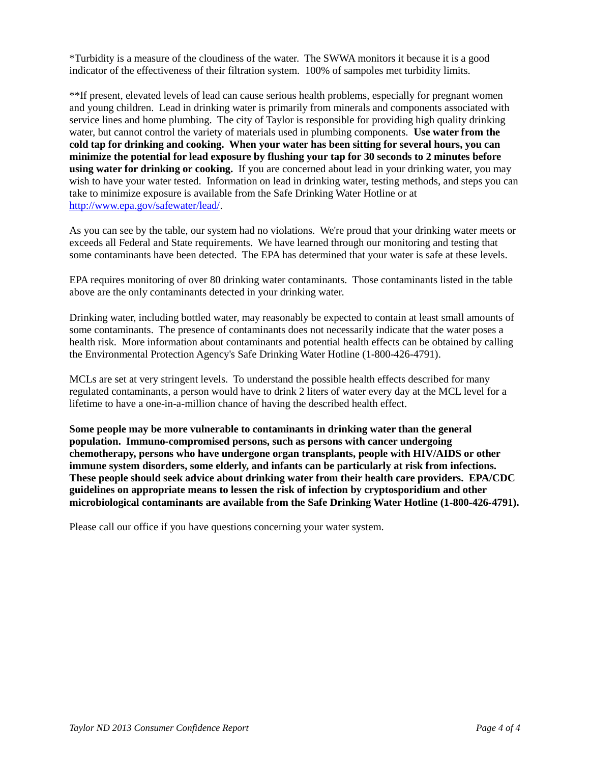*Turbidity is a measure of the cloudiness of the water. The SWWA monitors it because it is a good indicator of the effectiveness of their filtration system. 100% of sampoles met turbidity limits.

**If present, elevated levels of lead can cause serious health problems, especially for pregnant women and young children. Lead in drinking water is primarily from minerals and components associated with service lines and home plumbing. The city of Taylor is responsible for providing high quality drinking water, but cannot control the variety of materials used in plumbing components. **Use water from the cold tap for drinking and cooking. When your water has been sitting for several hours, you can minimize the potential for lead exposure by flushing your tap for 30 seconds to 2 minutes before using water for drinking or cooking.** If you are concerned about lead in your drinking water, you may wish to have your water tested. Information on lead in drinking water, testing methods, and steps you can take to minimize exposure is available from the Safe Drinking Water Hotline or at http://www.epa.gov/safewater/lead/.

As you can see by the table, our system had no violations. We're proud that your drinking water meets or exceeds all Federal and State requirements. We have learned through our monitoring and testing that some contaminants have been detected. The EPA has determined that your water is safe at these levels.

EPA requires monitoring of over 80 drinking water contaminants. Those contaminants listed in the table above are the only contaminants detected in your drinking water.

Drinking water, including bottled water, may reasonably be expected to contain at least small amounts of some contaminants. The presence of contaminants does not necessarily indicate that the water poses a health risk. More information about contaminants and potential health effects can be obtained by calling the Environmental Protection Agency's Safe Drinking Water Hotline (1-800-426-4791).

MCLs are set at very stringent levels. To understand the possible health effects described for many regulated contaminants, a person would have to drink 2 liters of water every day at the MCL level for a lifetime to have a one-in-a-million chance of having the described health effect.

**Some people may be more vulnerable to contaminants in drinking water than the general population. Immuno-compromised persons, such as persons with cancer undergoing chemotherapy, persons who have undergone organ transplants, people with HIV/AIDS or other immune system disorders, some elderly, and infants can be particularly at risk from infections. These people should seek advice about drinking water from their health care providers. EPA/CDC guidelines on appropriate means to lessen the risk of infection by cryptosporidium and other microbiological contaminants are available from the Safe Drinking Water Hotline (1-800-426-4791).**

Please call our office if you have questions concerning your water system.